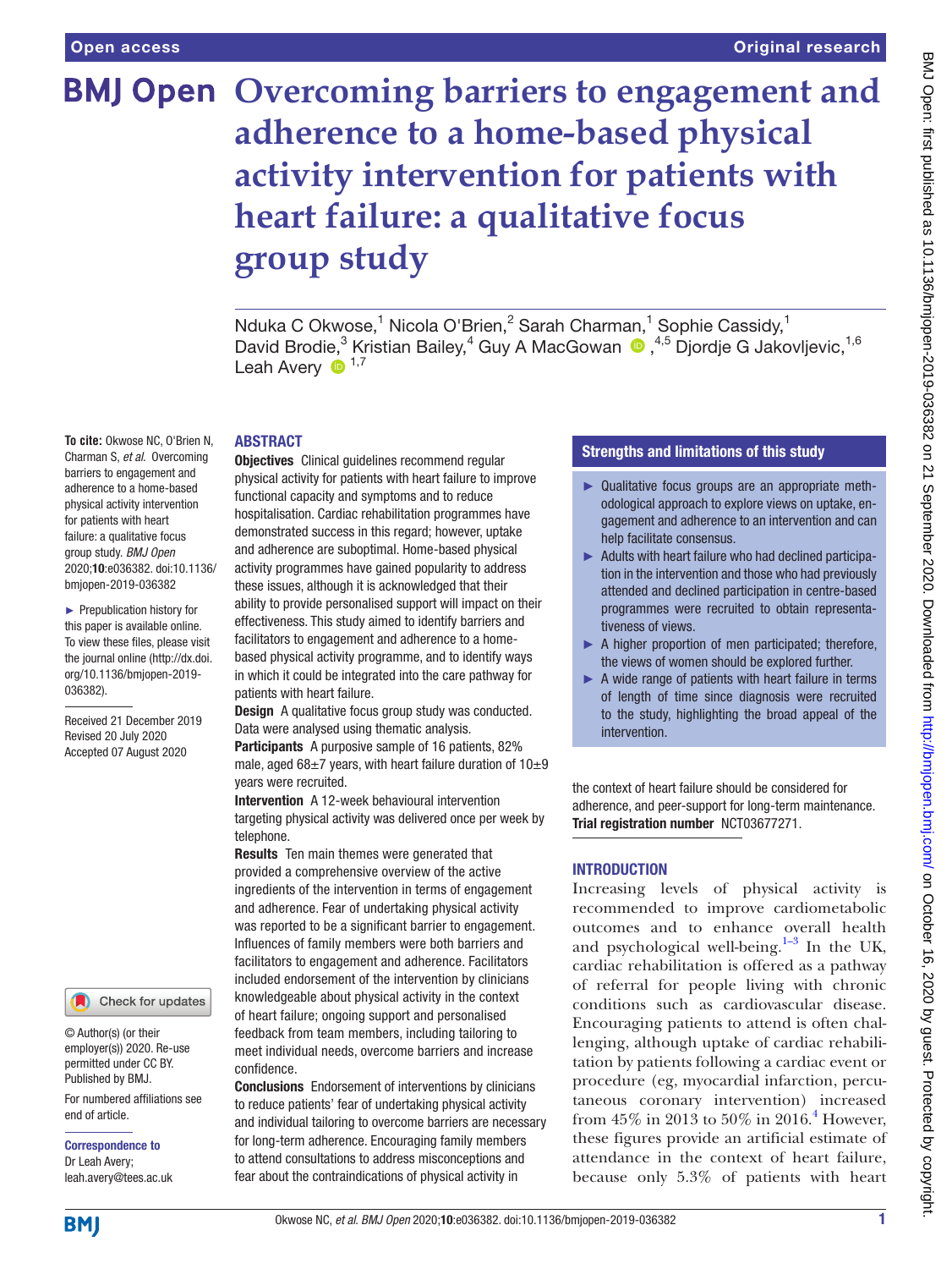Open access

Original research

# Overcoming barriers to engagement and adherence to a home-based physical activity intervention for patients with heart failure: a qualitative focus group study

Nduka C Okwose,[1] Nicola O'Brien,[2] Sarah Charman,[1] Sophie Cassidy,[1] David Brodie,[3] Kristian Bailey,[4] Guy A MacGowan,[4,5] Djordje G Jakovljevic,[1,6] Leah Avery[1,7]

**To cite:** Okwose NC, O'Brien N, Charman S, *et al*. Overcoming barriers to engagement and adherence to a home-based physical activity intervention for patients with heart failure: a qualitative focus group study. *BMJ Open* 2020;**10**:e036382. doi:10.1136/bmjopen-2019-036382

► Prepublication history for this paper is available online. To view these files, please visit the journal online (http://dx.doi.org/10.1136/bmjopen-2019-036382).

Received 21 December 2019
Revised 20 July 2020
Accepted 07 August 2020

© Author(s) (or their employer(s)) 2020. Re-use permitted under CC BY. Published by BMJ.

For numbered affiliations see end of article.

**Correspondence to**
Dr Leah Avery;
leah.avery@tees.ac.uk

## ABSTRACT

**Objectives** Clinical guidelines recommend regular physical activity for patients with heart failure to improve functional capacity and symptoms and to reduce hospitalisation. Cardiac rehabilitation programmes have demonstrated success in this regard; however, uptake and adherence are suboptimal. Home-based physical activity programmes have gained popularity to address these issues, although it is acknowledged that their ability to provide personalised support will impact on their effectiveness. This study aimed to identify barriers and facilitators to engagement and adherence to a home-based physical activity programme, and to identify ways in which it could be integrated into the care pathway for patients with heart failure.

**Design** A qualitative focus group study was conducted. Data were analysed using thematic analysis.

**Participants** A purposive sample of 16 patients, 82% male, aged 68±7 years, with heart failure duration of 10±9 years were recruited.

**Intervention** A 12-week behavioural intervention targeting physical activity was delivered once per week by telephone.

**Results** Ten main themes were generated that provided a comprehensive overview of the active ingredients of the intervention in terms of engagement and adherence. Fear of undertaking physical activity was reported to be a significant barrier to engagement. Influences of family members were both barriers and facilitators to engagement and adherence. Facilitators included endorsement of the intervention by clinicians knowledgeable about physical activity in the context of heart failure; ongoing support and personalised feedback from team members, including tailoring to meet individual needs, overcome barriers and increase confidence.

**Conclusions** Endorsement of interventions by clinicians to reduce patients' fear of undertaking physical activity and individual tailoring to overcome barriers are necessary for long-term adherence. Encouraging family members to attend consultations to address misconceptions and fear about the contraindications of physical activity in the context of heart failure should be considered for adherence, and peer-support for long-term maintenance.

**Trial registration number** NCT03677271.

## Strengths and limitations of this study

- ► Qualitative focus groups are an appropriate methodological approach to explore views on uptake, engagement and adherence to an intervention and can help facilitate consensus.
- ► Adults with heart failure who had declined participation in the intervention and those who had previously attended and declined participation in centre-based programmes were recruited to obtain representativeness of views.
- ► A higher proportion of men participated; therefore, the views of women should be explored further.
- ► A wide range of patients with heart failure in terms of length of time since diagnosis were recruited to the study, highlighting the broad appeal of the intervention.

## INTRODUCTION

Increasing levels of physical activity is recommended to improve cardiometabolic outcomes and to enhance overall health and psychological well-being.[1–3] In the UK, cardiac rehabilitation is offered as a pathway of referral for people living with chronic conditions such as cardiovascular disease. Encouraging patients to attend is often challenging, although uptake of cardiac rehabilitation by patients following a cardiac event or procedure (eg, myocardial infarction, percutaneous coronary intervention) increased from 45% in 2013 to 50% in 2016.[4] However, these figures provide an artificial estimate of attendance in the context of heart failure, because only 5.3% of patients with heart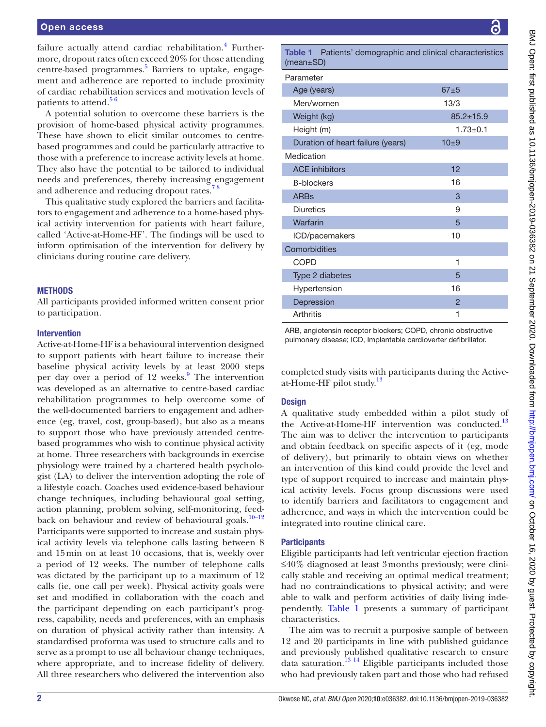failure actually attend cardiac rehabilitation.[4] Furthermore, dropout rates often exceed 20% for those attending centre-based programmes.[5] Barriers to uptake, engagement and adherence are reported to include proximity of cardiac rehabilitation services and motivation levels of patients to attend.[5 6]

A potential solution to overcome these barriers is the provision of home-based physical activity programmes. These have shown to elicit similar outcomes to centre-based programmes and could be particularly attractive to those with a preference to increase activity levels at home. They also have the potential to be tailored to individual needs and preferences, thereby increasing engagement and adherence and reducing dropout rates.[7 8]

This qualitative study explored the barriers and facilitators to engagement and adherence to a home-based physical activity intervention for patients with heart failure, called 'Active-at-Home-HF'. The findings will be used to inform optimisation of the intervention for delivery by clinicians during routine care delivery.

## METHODS

All participants provided informed written consent prior to participation.

### Intervention

Active-at-Home-HF is a behavioural intervention designed to support patients with heart failure to increase their baseline physical activity levels by at least 2000 steps per day over a period of 12 weeks.[9] The intervention was developed as an alternative to centre-based cardiac rehabilitation programmes to help overcome some of the well-documented barriers to engagement and adherence (eg, travel, cost, group-based), but also as a means to support those who have previously attended centre-based programmes who wish to continue physical activity at home. Three researchers with backgrounds in exercise physiology were trained by a chartered health psychologist (LA) to deliver the intervention adopting the role of a lifestyle coach. Coaches used evidence-based behaviour change techniques, including behavioural goal setting, action planning, problem solving, self-monitoring, feedback on behaviour and review of behavioural goals.[10–12] Participants were supported to increase and sustain physical activity levels via telephone calls lasting between 8 and 15 min on at least 10 occasions, that is, weekly over a period of 12 weeks. The number of telephone calls was dictated by the participant up to a maximum of 12 calls (ie, one call per week). Physical activity goals were set and modified in collaboration with the coach and the participant depending on each participant's progress, capability, needs and preferences, with an emphasis on duration of physical activity rather than intensity. A standardised proforma was used to structure calls and to serve as a prompt to use all behaviour change techniques, where appropriate, and to increase fidelity of delivery. All three researchers who delivered the intervention also completed study visits with participants during the Active-at-Home-HF pilot study.[13]

**Table 1** Patients' demographic and clinical characteristics (mean±SD)

| Parameter | |
|---|---|
| Age (years) | 67±5 |
| Men/women | 13/3 |
| Weight (kg) | 85.2±15.9 |
| Height (m) | 1.73±0.1 |
| Duration of heart failure (years) | 10±9 |
| **Medication** | |
| ACE inhibitors | 12 |
| Β-blockers | 16 |
| ARBs | 3 |
| Diuretics | 9 |
| Warfarin | 5 |
| ICD/pacemakers | 10 |
| **Comorbidities** | |
| COPD | 1 |
| Type 2 diabetes | 5 |
| Hypertension | 16 |
| Depression | 2 |
| Arthritis | 1 |

ARB, angiotensin receptor blockers; COPD, chronic obstructive pulmonary disease; ICD, Implantable cardioverter defibrillator.

### Design

A qualitative study embedded within a pilot study of the Active-at-Home-HF intervention was conducted.[13] The aim was to deliver the intervention to participants and obtain feedback on specific aspects of it (eg, mode of delivery), but primarily to obtain views on whether an intervention of this kind could provide the level and type of support required to increase and maintain physical activity levels. Focus group discussions were used to identify barriers and facilitators to engagement and adherence, and ways in which the intervention could be integrated into routine clinical care.

### Participants

Eligible participants had left ventricular ejection fraction ≤40% diagnosed at least 3 months previously; were clinically stable and receiving an optimal medical treatment; had no contraindications to physical activity; and were able to walk and perform activities of daily living independently. Table 1 presents a summary of participant characteristics.

The aim was to recruit a purposive sample of between 12 and 20 participants in line with published guidance and previously published qualitative research to ensure data saturation.[13 14] Eligible participants included those who had previously taken part and those who had refused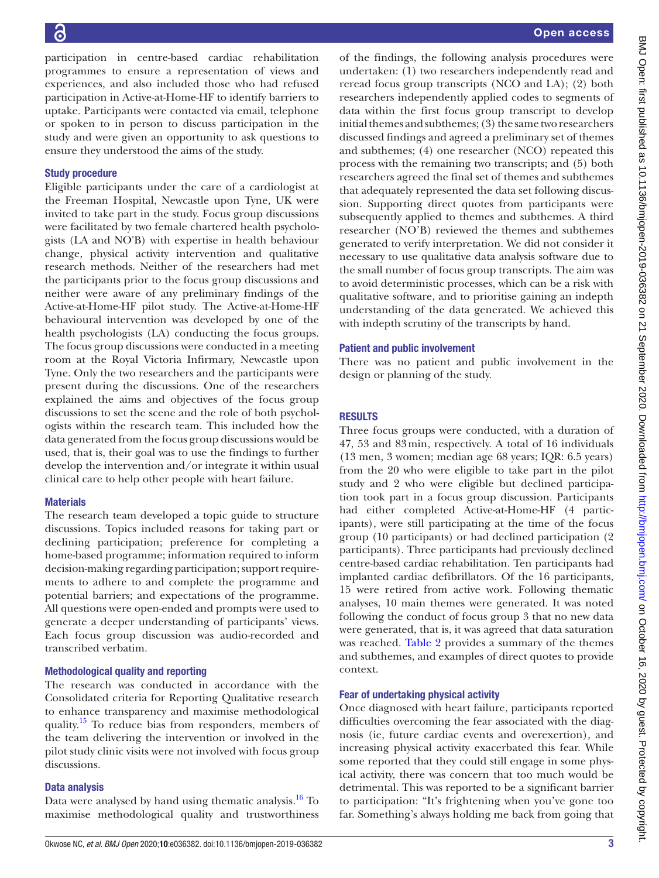participation in centre-based cardiac rehabilitation programmes to ensure a representation of views and experiences, and also included those who had refused participation in Active-at-Home-HF to identify barriers to uptake. Participants were contacted via email, telephone or spoken to in person to discuss participation in the study and were given an opportunity to ask questions to ensure they understood the aims of the study.

### Study procedure

Eligible participants under the care of a cardiologist at the Freeman Hospital, Newcastle upon Tyne, UK were invited to take part in the study. Focus group discussions were facilitated by two female chartered health psychologists (LA and NO'B) with expertise in health behaviour change, physical activity intervention and qualitative research methods. Neither of the researchers had met the participants prior to the focus group discussions and neither were aware of any preliminary findings of the Active-at-Home-HF pilot study. The Active-at-Home-HF behavioural intervention was developed by one of the health psychologists (LA) conducting the focus groups. The focus group discussions were conducted in a meeting room at the Royal Victoria Infirmary, Newcastle upon Tyne. Only the two researchers and the participants were present during the discussions. One of the researchers explained the aims and objectives of the focus group discussions to set the scene and the role of both psychologists within the research team. This included how the data generated from the focus group discussions would be used, that is, their goal was to use the findings to further develop the intervention and/or integrate it within usual clinical care to help other people with heart failure.

### Materials

The research team developed a topic guide to structure discussions. Topics included reasons for taking part or declining participation; preference for completing a home-based programme; information required to inform decision-making regarding participation; support requirements to adhere to and complete the programme and potential barriers; and expectations of the programme. All questions were open-ended and prompts were used to generate a deeper understanding of participants' views. Each focus group discussion was audio-recorded and transcribed verbatim.

### Methodological quality and reporting

The research was conducted in accordance with the Consolidated criteria for Reporting Qualitative research to enhance transparency and maximise methodological quality.[15] To reduce bias from responders, members of the team delivering the intervention or involved in the pilot study clinic visits were not involved with focus group discussions.

### Data analysis

Data were analysed by hand using thematic analysis.[16] To maximise methodological quality and trustworthiness of the findings, the following analysis procedures were undertaken: (1) two researchers independently read and reread focus group transcripts (NCO and LA); (2) both researchers independently applied codes to segments of data within the first focus group transcript to develop initial themes and subthemes; (3) the same two researchers discussed findings and agreed a preliminary set of themes and subthemes; (4) one researcher (NCO) repeated this process with the remaining two transcripts; and (5) both researchers agreed the final set of themes and subthemes that adequately represented the data set following discussion. Supporting direct quotes from participants were subsequently applied to themes and subthemes. A third researcher (NO'B) reviewed the themes and subthemes generated to verify interpretation. We did not consider it necessary to use qualitative data analysis software due to the small number of focus group transcripts. The aim was to avoid deterministic processes, which can be a risk with qualitative software, and to prioritise gaining an indepth understanding of the data generated. We achieved this with indepth scrutiny of the transcripts by hand.

### Patient and public involvement

There was no patient and public involvement in the design or planning of the study.

## RESULTS

Three focus groups were conducted, with a duration of 47, 53 and 83 min, respectively. A total of 16 individuals (13 men, 3 women; median age 68 years; IQR: 6.5 years) from the 20 who were eligible to take part in the pilot study and 2 who were eligible but declined participation took part in a focus group discussion. Participants had either completed Active-at-Home-HF (4 participants), were still participating at the time of the focus group (10 participants) or had declined participation (2 participants). Three participants had previously declined centre-based cardiac rehabilitation. Ten participants had implanted cardiac defibrillators. Of the 16 participants, 15 were retired from active work. Following thematic analyses, 10 main themes were generated. It was noted following the conduct of focus group 3 that no new data were generated, that is, it was agreed that data saturation was reached. Table 2 provides a summary of the themes and subthemes, and examples of direct quotes to provide context.

### Fear of undertaking physical activity

Once diagnosed with heart failure, participants reported difficulties overcoming the fear associated with the diagnosis (ie, future cardiac events and overexertion), and increasing physical activity exacerbated this fear. While some reported that they could still engage in some physical activity, there was concern that too much would be detrimental. This was reported to be a significant barrier to participation: "It's frightening when you've gone too far. Something's always holding me back from going that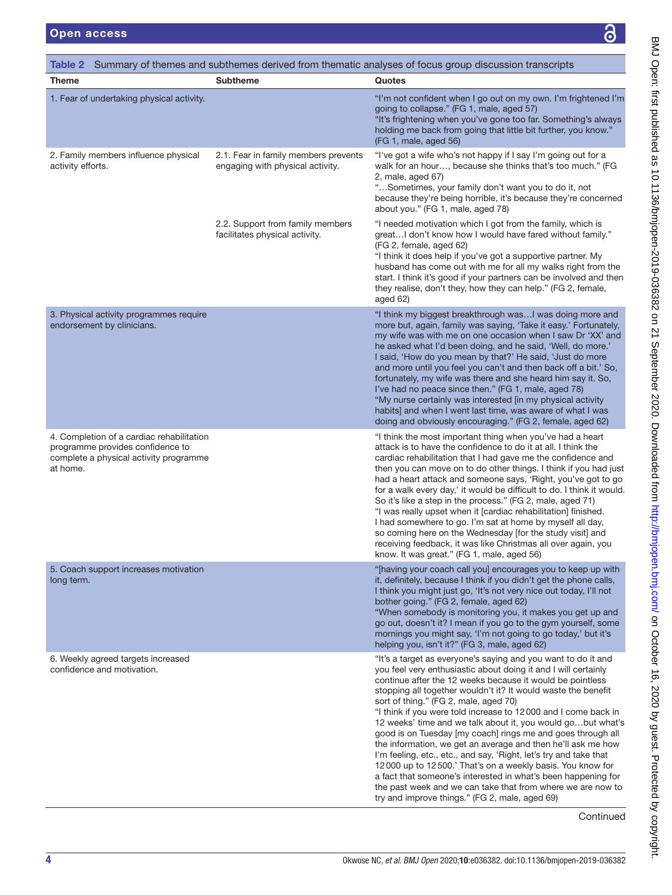**Table 2** Summary of themes and subthemes derived from thematic analyses of focus group discussion transcripts

| Theme | Subtheme | Quotes |
|---|---|---|
| 1. Fear of undertaking physical activity. | | "I'm not confident when I go out on my own. I'm frightened I'm going to collapse." (FG 1, male, aged 57) "It's frightening when you've gone too far. Something's always holding me back from going that little bit further, you know." (FG 1, male, aged 56) |
| 2. Family members influence physical activity efforts. | 2.1. Fear in family members prevents engaging with physical activity. | "I've got a wife who's not happy if I say I'm going out for a walk for an hour…, because she thinks that's too much." (FG 2, male, aged 67) "…Sometimes, your family don't want you to do it, not because they're being horrible, it's because they're concerned about you." (FG 1, male, aged 78) |
| | 2.2. Support from family members facilitates physical activity. | "I needed motivation which I got from the family, which is great…I don't know how I would have fared without family." (FG 2, female, aged 62) "I think it does help if you've got a supportive partner. My husband has come out with me for all my walks right from the start. I think it's good if your partners can be involved and then they realise, don't they, how they can help." (FG 2, female, aged 62) |
| 3. Physical activity programmes require endorsement by clinicians. | | "I think my biggest breakthrough was…I was doing more and more but, again, family was saying, 'Take it easy.' Fortunately, my wife was with me on one occasion when I saw Dr 'XX' and he asked what I'd been doing, and he said, 'Well, do more.' I said, 'How do you mean by that?' He said, 'Just do more and more until you feel you can't and then back off a bit.' So, fortunately, my wife was there and she heard him say it. So, I've had no peace since then." (FG 1, male, aged 78) "My nurse certainly was interested [in my physical activity habits] and when I went last time, was aware of what I was doing and obviously encouraging." (FG 2, female, aged 62) |
| 4. Completion of a cardiac rehabilitation programme provides confidence to complete a physical activity programme at home. | | "I think the most important thing when you've had a heart attack is to have the confidence to do it at all. I think the cardiac rehabilitation that I had gave me the confidence and then you can move on to do other things. I think if you had just had a heart attack and someone says, 'Right, you've got to go for a walk every day,' it would be difficult to do. I think it would. So it's like a step in the process." (FG 2, male, aged 71) "I was really upset when it [cardiac rehabilitation] finished. I had somewhere to go. I'm sat at home by myself all day, so coming here on the Wednesday [for the study visit] and receiving feedback, it was like Christmas all over again, you know. It was great." (FG 1, male, aged 56) |
| 5. Coach support increases motivation long term. | | "[having your coach call you] encourages you to keep up with it, definitely, because I think if you didn't get the phone calls, I think you might just go, 'It's not very nice out today, I'll not bother going.'' (FG 2, female, aged 62) "When somebody is monitoring you, it makes you get up and go out, doesn't it? I mean if you go to the gym yourself, some mornings you might say, 'I'm not going to go today,' but it's helping you, isn't it?" (FG 3, male, aged 62) |
| 6. Weekly agreed targets increased confidence and motivation. | | "It's a target as everyone's saying and you want to do it and you feel very enthusiastic about doing it and I will certainly continue after the 12 weeks because it would be pointless stopping all together wouldn't it? It would waste the benefit sort of thing." (FG 2, male, aged 70) "I think if you were told increase to 12 000 and I come back in 12 weeks' time and we talk about it, you would go…but what's good is on Tuesday [my coach] rings me and goes through all the information, we get an average and then he'll ask me how I'm feeling, etc., etc., and say, 'Right, let's try and take that 12 000 up to 12 500.' That's on a weekly basis. You know for a fact that someone's interested in what's been happening for the past week and we can take that from where we are now to try and improve things." (FG 2, male, aged 69) |

Continued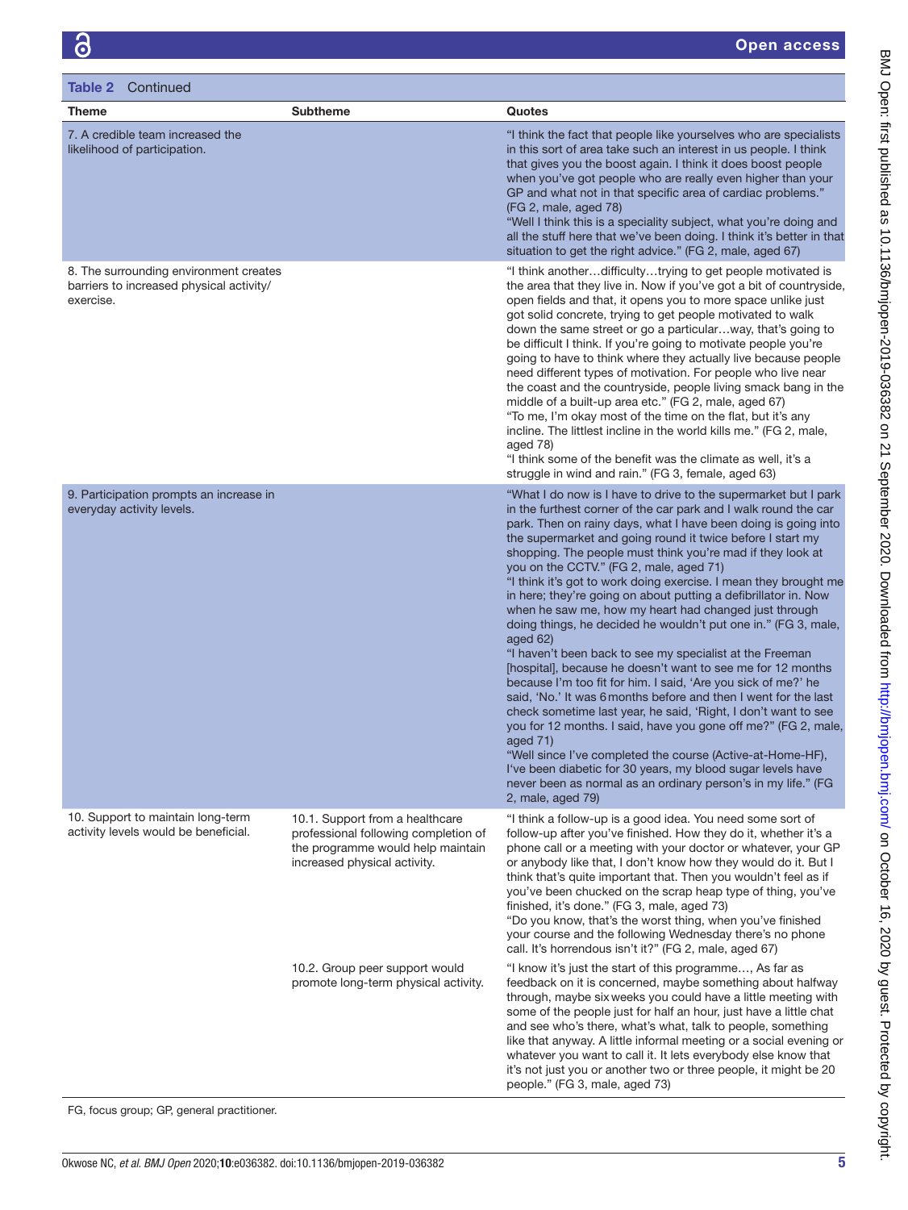**Table 2** Continued

| Theme | Subtheme | Quotes |
|---|---|---|
| 7. A credible team increased the likelihood of participation. | | "I think the fact that people like yourselves who are specialists in this sort of area take such an interest in us people. I think that gives you the boost again. I think it does boost people when you've got people who are really even higher than your GP and what not in that specific area of cardiac problems." (FG 2, male, aged 78)<br>"Well I think this is a speciality subject, what you're doing and all the stuff here that we've been doing. I think it's better in that situation to get the right advice." (FG 2, male, aged 67) |
| 8. The surrounding environment creates barriers to increased physical activity/exercise. | | "I think another…difficulty…trying to get people motivated is the area that they live in. Now if you've got a bit of countryside, open fields and that, it opens you to more space unlike just got solid concrete, trying to get people motivated to walk down the same street or go a particular…way, that's going to be difficult I think. If you're going to motivate people you're going to have to think where they actually live because people need different types of motivation. For people who live near the coast and the countryside, people living smack bang in the middle of a built-up area etc." (FG 2, male, aged 67)<br>"To me, I'm okay most of the time on the flat, but it's any incline. The littlest incline in the world kills me." (FG 2, male, aged 78)<br>"I think some of the benefit was the climate as well, it's a struggle in wind and rain." (FG 3, female, aged 63) |
| 9. Participation prompts an increase in everyday activity levels. | | "What I do now is I have to drive to the supermarket but I park in the furthest corner of the car park and I walk round the car park. Then on rainy days, what I have been doing is going into the supermarket and going round it twice before I start my shopping. The people must think you're mad if they look at you on the CCTV." (FG 2, male, aged 71)<br>"I think it's got to work doing exercise. I mean they brought me in here; they're going on about putting a defibrillator in. Now when he saw me, how my heart had changed just through doing things, he decided he wouldn't put one in." (FG 3, male, aged 62)<br>"I haven't been back to see my specialist at the Freeman [hospital], because he doesn't want to see me for 12 months because I'm too fit for him. I said, 'Are you sick of me?' he said, 'No.' It was 6 months before and then I went for the last check sometime last year, he said, 'Right, I don't want to see you for 12 months. I said, have you gone off me?" (FG 2, male, aged 71)<br>"Well since I've completed the course (Active-at-Home-HF), I've been diabetic for 30 years, my blood sugar levels have never been as normal as an ordinary person's in my life." (FG 2, male, aged 79) |
| 10. Support to maintain long-term activity levels would be beneficial. | 10.1. Support from a healthcare professional following completion of the programme would help maintain increased physical activity. | "I think a follow-up is a good idea. You need some sort of follow-up after you've finished. How they do it, whether it's a phone call or a meeting with your doctor or whatever, your GP or anybody like that, I don't know how they would do it. But I think that's quite important that. Then you wouldn't feel as if you've been chucked on the scrap heap type of thing, you've finished, it's done." (FG 3, male, aged 73)<br>"Do you know, that's the worst thing, when you've finished your course and the following Wednesday there's no phone call. It's horrendous isn't it?" (FG 2, male, aged 67) |
| | 10.2. Group peer support would promote long-term physical activity. | "I know it's just the start of this programme…, As far as feedback on it is concerned, maybe something about halfway through, maybe six weeks you could have a little meeting with some of the people just for half an hour, just have a little chat and see who's there, what's what, talk to people, something like that anyway. A little informal meeting or a social evening or whatever you want to call it. It lets everybody else know that it's not just you or another two or three people, it might be 20 people." (FG 3, male, aged 73) |

FG, focus group; GP, general practitioner.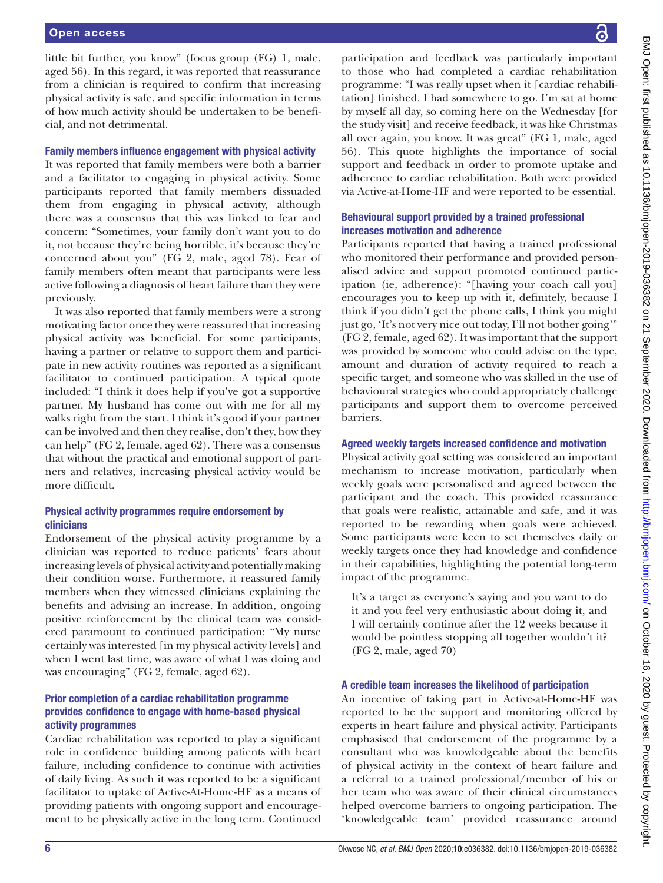little bit further, you know" (focus group (FG) 1, male, aged 56). In this regard, it was reported that reassurance from a clinician is required to confirm that increasing physical activity is safe, and specific information in terms of how much activity should be undertaken to be beneficial, and not detrimental.

### Family members influence engagement with physical activity

It was reported that family members were both a barrier and a facilitator to engaging in physical activity. Some participants reported that family members dissuaded them from engaging in physical activity, although there was a consensus that this was linked to fear and concern: "Sometimes, your family don't want you to do it, not because they're being horrible, it's because they're concerned about you" (FG 2, male, aged 78). Fear of family members often meant that participants were less active following a diagnosis of heart failure than they were previously.

It was also reported that family members were a strong motivating factor once they were reassured that increasing physical activity was beneficial. For some participants, having a partner or relative to support them and participate in new activity routines was reported as a significant facilitator to continued participation. A typical quote included: "I think it does help if you've got a supportive partner. My husband has come out with me for all my walks right from the start. I think it's good if your partner can be involved and then they realise, don't they, how they can help" (FG 2, female, aged 62). There was a consensus that without the practical and emotional support of partners and relatives, increasing physical activity would be more difficult.

### Physical activity programmes require endorsement by clinicians

Endorsement of the physical activity programme by a clinician was reported to reduce patients' fears about increasing levels of physical activity and potentially making their condition worse. Furthermore, it reassured family members when they witnessed clinicians explaining the benefits and advising an increase. In addition, ongoing positive reinforcement by the clinical team was considered paramount to continued participation: "My nurse certainly was interested [in my physical activity levels] and when I went last time, was aware of what I was doing and was encouraging" (FG 2, female, aged 62).

### Prior completion of a cardiac rehabilitation programme provides confidence to engage with home-based physical activity programmes

Cardiac rehabilitation was reported to play a significant role in confidence building among patients with heart failure, including confidence to continue with activities of daily living. As such it was reported to be a significant facilitator to uptake of Active-At-Home-HF as a means of providing patients with ongoing support and encouragement to be physically active in the long term. Continued participation and feedback was particularly important to those who had completed a cardiac rehabilitation programme: "I was really upset when it [cardiac rehabilitation] finished. I had somewhere to go. I'm sat at home by myself all day, so coming here on the Wednesday [for the study visit] and receive feedback, it was like Christmas all over again, you know. It was great" (FG 1, male, aged 56). This quote highlights the importance of social support and feedback in order to promote uptake and adherence to cardiac rehabilitation. Both were provided via Active-at-Home-HF and were reported to be essential.

### Behavioural support provided by a trained professional increases motivation and adherence

Participants reported that having a trained professional who monitored their performance and provided personalised advice and support promoted continued participation (ie, adherence): "[having your coach call you] encourages you to keep up with it, definitely, because I think if you didn't get the phone calls, I think you might just go, 'It's not very nice out today, I'll not bother going'" (FG 2, female, aged 62). It was important that the support was provided by someone who could advise on the type, amount and duration of activity required to reach a specific target, and someone who was skilled in the use of behavioural strategies who could appropriately challenge participants and support them to overcome perceived barriers.

### Agreed weekly targets increased confidence and motivation

Physical activity goal setting was considered an important mechanism to increase motivation, particularly when weekly goals were personalised and agreed between the participant and the coach. This provided reassurance that goals were realistic, attainable and safe, and it was reported to be rewarding when goals were achieved. Some participants were keen to set themselves daily or weekly targets once they had knowledge and confidence in their capabilities, highlighting the potential long-term impact of the programme.

> It's a target as everyone's saying and you want to do it and you feel very enthusiastic about doing it, and I will certainly continue after the 12 weeks because it would be pointless stopping all together wouldn't it? (FG 2, male, aged 70)

### A credible team increases the likelihood of participation

An incentive of taking part in Active-at-Home-HF was reported to be the support and monitoring offered by experts in heart failure and physical activity. Participants emphasised that endorsement of the programme by a consultant who was knowledgeable about the benefits of physical activity in the context of heart failure and a referral to a trained professional/member of his or her team who was aware of their clinical circumstances helped overcome barriers to ongoing participation. The 'knowledgeable team' provided reassurance around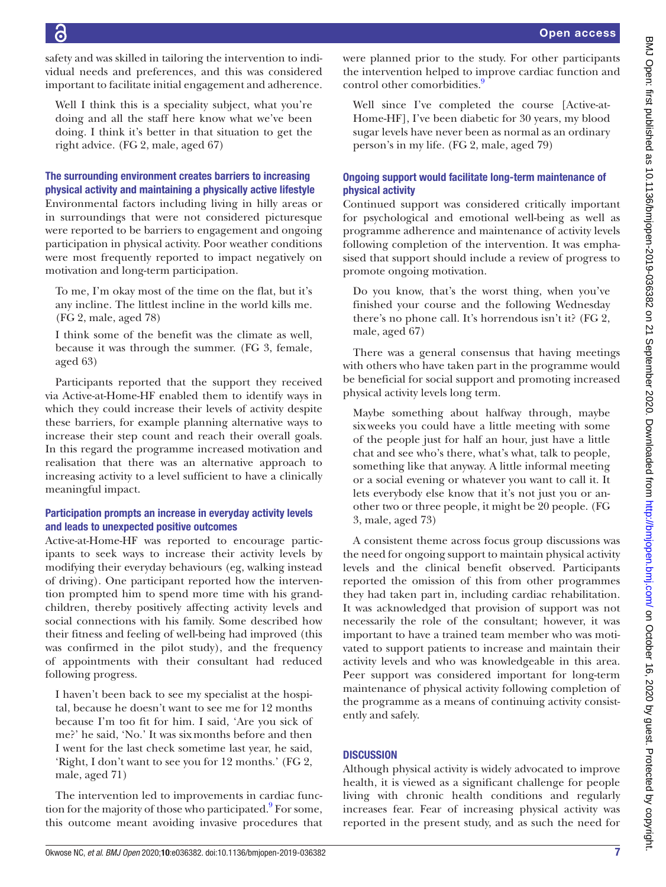safety and was skilled in tailoring the intervention to individual needs and preferences, and this was considered important to facilitate initial engagement and adherence.

> Well I think this is a speciality subject, what you're doing and all the staff here know what we've been doing. I think it's better in that situation to get the right advice. (FG 2, male, aged 67)

### The surrounding environment creates barriers to increasing physical activity and maintaining a physically active lifestyle

Environmental factors including living in hilly areas or in surroundings that were not considered picturesque were reported to be barriers to engagement and ongoing participation in physical activity. Poor weather conditions were most frequently reported to impact negatively on motivation and long-term participation.

> To me, I'm okay most of the time on the flat, but it's any incline. The littlest incline in the world kills me. (FG 2, male, aged 78)

> I think some of the benefit was the climate as well, because it was through the summer. (FG 3, female, aged 63)

Participants reported that the support they received via Active-at-Home-HF enabled them to identify ways in which they could increase their levels of activity despite these barriers, for example planning alternative ways to increase their step count and reach their overall goals. In this regard the programme increased motivation and realisation that there was an alternative approach to increasing activity to a level sufficient to have a clinically meaningful impact.

### Participation prompts an increase in everyday activity levels and leads to unexpected positive outcomes

Active-at-Home-HF was reported to encourage participants to seek ways to increase their activity levels by modifying their everyday behaviours (eg, walking instead of driving). One participant reported how the intervention prompted him to spend more time with his grandchildren, thereby positively affecting activity levels and social connections with his family. Some described how their fitness and feeling of well-being had improved (this was confirmed in the pilot study), and the frequency of appointments with their consultant had reduced following progress.

> I haven't been back to see my specialist at the hospital, because he doesn't want to see me for 12 months because I'm too fit for him. I said, 'Are you sick of me?' he said, 'No.' It was six months before and then I went for the last check sometime last year, he said, 'Right, I don't want to see you for 12 months.' (FG 2, male, aged 71)

The intervention led to improvements in cardiac function for the majority of those who participated.[9] For some, this outcome meant avoiding invasive procedures that were planned prior to the study. For other participants the intervention helped to improve cardiac function and control other comorbidities.[9]

> Well since I've completed the course [Active-at-Home-HF], I've been diabetic for 30 years, my blood sugar levels have never been as normal as an ordinary person's in my life. (FG 2, male, aged 79)

### Ongoing support would facilitate long-term maintenance of physical activity

Continued support was considered critically important for psychological and emotional well-being as well as programme adherence and maintenance of activity levels following completion of the intervention. It was emphasised that support should include a review of progress to promote ongoing motivation.

> Do you know, that's the worst thing, when you've finished your course and the following Wednesday there's no phone call. It's horrendous isn't it? (FG 2, male, aged 67)

There was a general consensus that having meetings with others who have taken part in the programme would be beneficial for social support and promoting increased physical activity levels long term.

> Maybe something about halfway through, maybe six weeks you could have a little meeting with some of the people just for half an hour, just have a little chat and see who's there, what's what, talk to people, something like that anyway. A little informal meeting or a social evening or whatever you want to call it. It lets everybody else know that it's not just you or another two or three people, it might be 20 people. (FG 3, male, aged 73)

A consistent theme across focus group discussions was the need for ongoing support to maintain physical activity levels and the clinical benefit observed. Participants reported the omission of this from other programmes they had taken part in, including cardiac rehabilitation. It was acknowledged that provision of support was not necessarily the role of the consultant; however, it was important to have a trained team member who was motivated to support patients to increase and maintain their activity levels and who was knowledgeable in this area. Peer support was considered important for long-term maintenance of physical activity following completion of the programme as a means of continuing activity consistently and safely.

## DISCUSSION

Although physical activity is widely advocated to improve health, it is viewed as a significant challenge for people living with chronic health conditions and regularly increases fear. Fear of increasing physical activity was reported in the present study, and as such the need for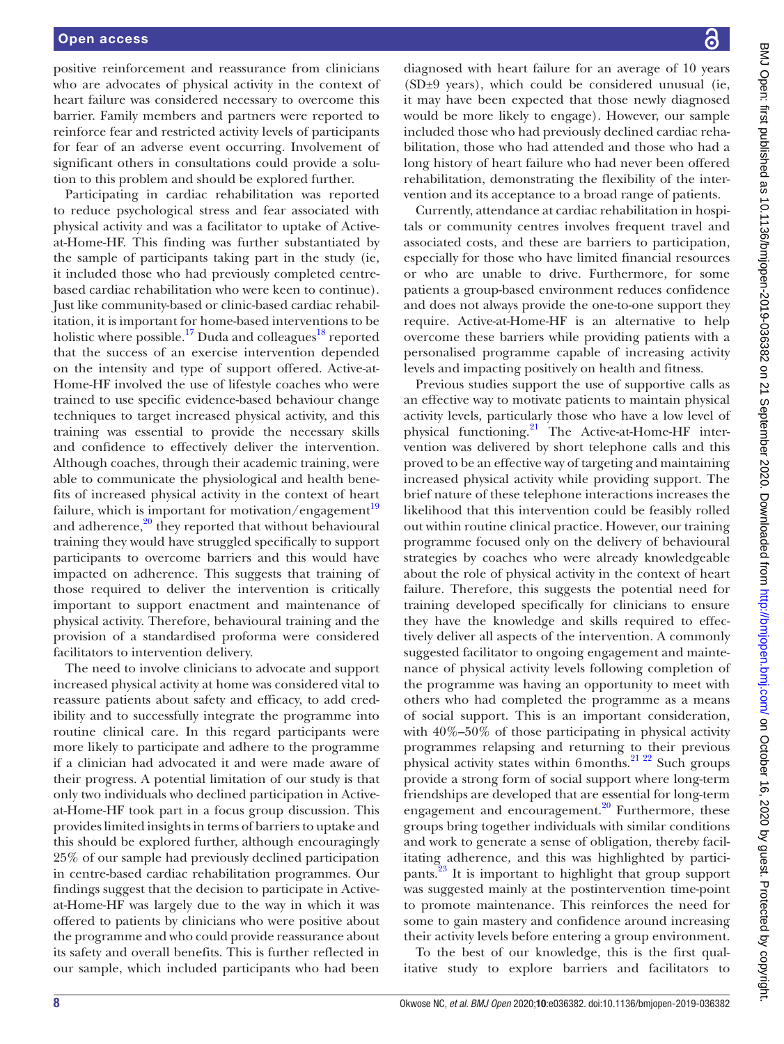positive reinforcement and reassurance from clinicians who are advocates of physical activity in the context of heart failure was considered necessary to overcome this barrier. Family members and partners were reported to reinforce fear and restricted activity levels of participants for fear of an adverse event occurring. Involvement of significant others in consultations could provide a solution to this problem and should be explored further.

Participating in cardiac rehabilitation was reported to reduce psychological stress and fear associated with physical activity and was a facilitator to uptake of Active-at-Home-HF. This finding was further substantiated by the sample of participants taking part in the study (ie, it included those who had previously completed centre-based cardiac rehabilitation who were keen to continue). Just like community-based or clinic-based cardiac rehabilitation, it is important for home-based interventions to be holistic where possible.[17] Duda and colleagues[18] reported that the success of an exercise intervention depended on the intensity and type of support offered. Active-at-Home-HF involved the use of lifestyle coaches who were trained to use specific evidence-based behaviour change techniques to target increased physical activity, and this training was essential to provide the necessary skills and confidence to effectively deliver the intervention. Although coaches, through their academic training, were able to communicate the physiological and health benefits of increased physical activity in the context of heart failure, which is important for motivation/engagement[19] and adherence,[20] they reported that without behavioural training they would have struggled specifically to support participants to overcome barriers and this would have impacted on adherence. This suggests that training of those required to deliver the intervention is critically important to support enactment and maintenance of physical activity. Therefore, behavioural training and the provision of a standardised proforma were considered facilitators to intervention delivery.

The need to involve clinicians to advocate and support increased physical activity at home was considered vital to reassure patients about safety and efficacy, to add credibility and to successfully integrate the programme into routine clinical care. In this regard participants were more likely to participate and adhere to the programme if a clinician had advocated it and were made aware of their progress. A potential limitation of our study is that only two individuals who declined participation in Active-at-Home-HF took part in a focus group discussion. This provides limited insights in terms of barriers to uptake and this should be explored further, although encouragingly 25% of our sample had previously declined participation in centre-based cardiac rehabilitation programmes. Our findings suggest that the decision to participate in Active-at-Home-HF was largely due to the way in which it was offered to patients by clinicians who were positive about the programme and who could provide reassurance about its safety and overall benefits. This is further reflected in our sample, which included participants who had been diagnosed with heart failure for an average of 10 years (SD±9 years), which could be considered unusual (ie, it may have been expected that those newly diagnosed would be more likely to engage). However, our sample included those who had previously declined cardiac rehabilitation, those who had attended and those who had a long history of heart failure who had never been offered rehabilitation, demonstrating the flexibility of the intervention and its acceptance to a broad range of patients.

Currently, attendance at cardiac rehabilitation in hospitals or community centres involves frequent travel and associated costs, and these are barriers to participation, especially for those who have limited financial resources or who are unable to drive. Furthermore, for some patients a group-based environment reduces confidence and does not always provide the one-to-one support they require. Active-at-Home-HF is an alternative to help overcome these barriers while providing patients with a personalised programme capable of increasing activity levels and impacting positively on health and fitness.

Previous studies support the use of supportive calls as an effective way to motivate patients to maintain physical activity levels, particularly those who have a low level of physical functioning.[21] The Active-at-Home-HF intervention was delivered by short telephone calls and this proved to be an effective way of targeting and maintaining increased physical activity while providing support. The brief nature of these telephone interactions increases the likelihood that this intervention could be feasibly rolled out within routine clinical practice. However, our training programme focused only on the delivery of behavioural strategies by coaches who were already knowledgeable about the role of physical activity in the context of heart failure. Therefore, this suggests the potential need for training developed specifically for clinicians to ensure they have the knowledge and skills required to effectively deliver all aspects of the intervention. A commonly suggested facilitator to ongoing engagement and maintenance of physical activity levels following completion of the programme was having an opportunity to meet with others who had completed the programme as a means of social support. This is an important consideration, with 40%–50% of those participating in physical activity programmes relapsing and returning to their previous physical activity states within 6 months.[21 22] Such groups provide a strong form of social support where long-term friendships are developed that are essential for long-term engagement and encouragement.[20] Furthermore, these groups bring together individuals with similar conditions and work to generate a sense of obligation, thereby facilitating adherence, and this was highlighted by participants.[23] It is important to highlight that group support was suggested mainly at the postintervention time-point to promote maintenance. This reinforces the need for some to gain mastery and confidence around increasing their activity levels before entering a group environment.

To the best of our knowledge, this is the first qualitative study to explore barriers and facilitators to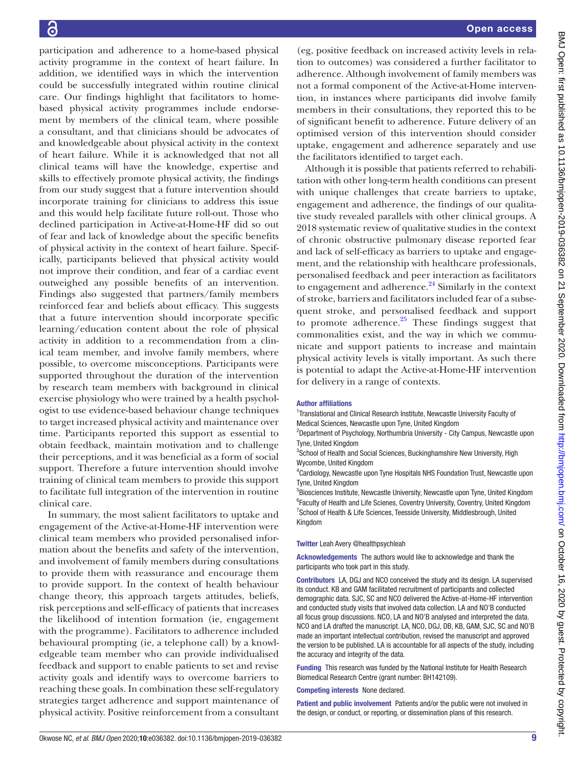participation and adherence to a home-based physical activity programme in the context of heart failure. In addition, we identified ways in which the intervention could be successfully integrated within routine clinical care. Our findings highlight that facilitators to home-based physical activity programmes include endorsement by members of the clinical team, where possible a consultant, and that clinicians should be advocates of and knowledgeable about physical activity in the context of heart failure. While it is acknowledged that not all clinical teams will have the knowledge, expertise and skills to effectively promote physical activity, the findings from our study suggest that a future intervention should incorporate training for clinicians to address this issue and this would help facilitate future roll-out. Those who declined participation in Active-at-Home-HF did so out of fear and lack of knowledge about the specific benefits of physical activity in the context of heart failure. Specifically, participants believed that physical activity would not improve their condition, and fear of a cardiac event outweighed any possible benefits of an intervention. Findings also suggested that partners/family members reinforced fear and beliefs about efficacy. This suggests that a future intervention should incorporate specific learning/education content about the role of physical activity in addition to a recommendation from a clinical team member, and involve family members, where possible, to overcome misconceptions. Participants were supported throughout the duration of the intervention by research team members with background in clinical exercise physiology who were trained by a health psychologist to use evidence-based behaviour change techniques to target increased physical activity and maintenance over time. Participants reported this support as essential to obtain feedback, maintain motivation and to challenge their perceptions, and it was beneficial as a form of social support. Therefore a future intervention should involve training of clinical team members to provide this support to facilitate full integration of the intervention in routine clinical care.

In summary, the most salient facilitators to uptake and engagement of the Active-at-Home-HF intervention were clinical team members who provided personalised information about the benefits and safety of the intervention, and involvement of family members during consultations to provide them with reassurance and encourage them to provide support. In the context of health behaviour change theory, this approach targets attitudes, beliefs, risk perceptions and self-efficacy of patients that increases the likelihood of intention formation (ie, engagement with the programme). Facilitators to adherence included behavioural prompting (ie, a telephone call) by a knowledgeable team member who can provide individualised feedback and support to enable patients to set and revise activity goals and identify ways to overcome barriers to reaching these goals. In combination these self-regulatory strategies target adherence and support maintenance of physical activity. Positive reinforcement from a consultant (eg, positive feedback on increased activity levels in relation to outcomes) was considered a further facilitator to adherence. Although involvement of family members was not a formal component of the Active-at-Home intervention, in instances where participants did involve family members in their consultations, they reported this to be of significant benefit to adherence. Future delivery of an optimised version of this intervention should consider uptake, engagement and adherence separately and use the facilitators identified to target each.

Although it is possible that patients referred to rehabilitation with other long-term health conditions can present with unique challenges that create barriers to uptake, engagement and adherence, the findings of our qualitative study revealed parallels with other clinical groups. A 2018 systematic review of qualitative studies in the context of chronic obstructive pulmonary disease reported fear and lack of self-efficacy as barriers to uptake and engagement, and the relationship with healthcare professionals, personalised feedback and peer interaction as facilitators to engagement and adherence.[24] Similarly in the context of stroke, barriers and facilitators included fear of a subsequent stroke, and personalised feedback and support to promote adherence.[25] These findings suggest that commonalities exist, and the way in which we communicate and support patients to increase and maintain physical activity levels is vitally important. As such there is potential to adapt the Active-at-Home-HF intervention for delivery in a range of contexts.

**Author affiliations**

[1]Translational and Clinical Research Institute, Newcastle University Faculty of Medical Sciences, Newcastle upon Tyne, United Kingdom
[2]Department of Psychology, Northumbria University - City Campus, Newcastle upon Tyne, United Kingdom
[3]School of Health and Social Sciences, Buckinghamshire New University, High Wycombe, United Kingdom
[4]Cardiology, Newcastle upon Tyne Hospitals NHS Foundation Trust, Newcastle upon Tyne, United Kingdom
[5]Biosciences Institute, Newcastle University, Newcastle upon Tyne, United Kingdom
[6]Faculty of Health and Life Scienes, Coventry University, Coventry, United Kingdom
[7]School of Health & Life Sciences, Teesside University, Middlesbrough, United Kingdom

**Twitter** Leah Avery @healthpsychleah

**Acknowledgements** The authors would like to acknowledge and thank the participants who took part in this study.

**Contributors** LA, DGJ and NCO conceived the study and its design. LA supervised its conduct. KB and GAM facilitated recruitment of participants and collected demographic data. SJC, SC and NCO delivered the Active-at-Home-HF intervention and conducted study visits that involved data collection. LA and NO'B conducted all focus group discussions. NCO, LA and NO'B analysed and interpreted the data. NCO and LA drafted the manuscript. LA, NCO, DGJ, DB, KB, GAM, SJC, SC and NO'B made an important intellectual contribution, revised the manuscript and approved the version to be published. LA is accountable for all aspects of the study, including the accuracy and integrity of the data.

**Funding** This research was funded by the National Institute for Health Research Biomedical Research Centre (grant number: BH142109).

**Competing interests** None declared.

**Patient and public involvement** Patients and/or the public were not involved in the design, or conduct, or reporting, or dissemination plans of this research.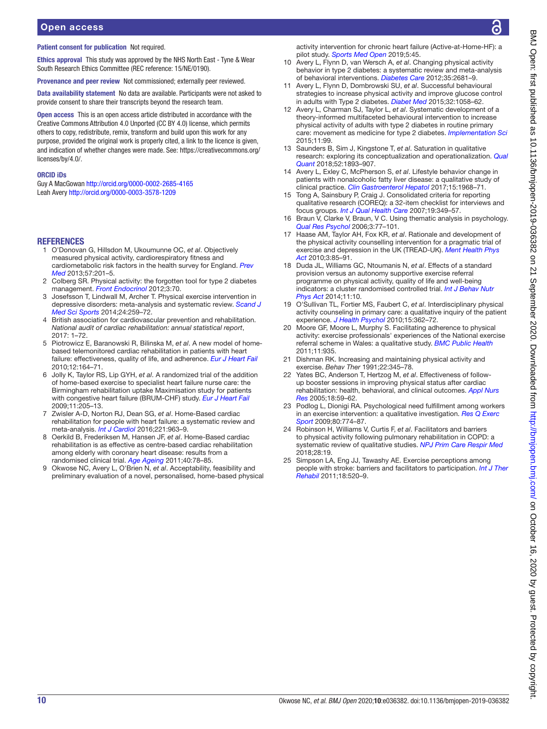**Patient consent for publication** Not required.

**Ethics approval** This study was approved by the NHS North East - Tyne & Wear South Research Ethics Committee (REC reference: 15/NE/0190).

**Provenance and peer review** Not commissioned; externally peer reviewed.

**Data availability statement** No data are available. Participants were not asked to provide consent to share their transcripts beyond the research team.

**Open access** This is an open access article distributed in accordance with the Creative Commons Attribution 4.0 Unported (CC BY 4.0) license, which permits others to copy, redistribute, remix, transform and build upon this work for any purpose, provided the original work is properly cited, a link to the licence is given, and indication of whether changes were made. See: https://creativecommons.org/licenses/by/4.0/.

**ORCID iDs**

Guy A MacGowan http://orcid.org/0000-0002-2685-4165
Leah Avery http://orcid.org/0000-0003-3578-1209

## REFERENCES

1. O'Donovan G, Hillsdon M, Ukoumunne OC, *et al*. Objectively measured physical activity, cardiorespiratory fitness and cardiometabolic risk factors in the health survey for England. *Prev Med* 2013;57:201–5.
2. Colberg SR. Physical activity: the forgotten tool for type 2 diabetes management. *Front Endocrinol* 2012;3:70.
3. Josefsson T, Lindwall M, Archer T. Physical exercise intervention in depressive disorders: meta-analysis and systematic review. *Scand J Med Sci Sports* 2014;24:259–72.
4. British association for cardiovascular prevention and rehabilitation. *National audit of cardiac rehabilitation: annual statistical report*, 2017: 1–72.
5. Piotrowicz E, Baranowski R, Bilinska M, *et al*. A new model of home-based telemonitored cardiac rehabilitation in patients with heart failure: effectiveness, quality of life, and adherence. *Eur J Heart Fail* 2010;12:164–71.
6. Jolly K, Taylor RS, Lip GYH, *et al*. A randomized trial of the addition of home-based exercise to specialist heart failure nurse care: the Birmingham rehabilitation uptake Maximisation study for patients with congestive heart failure (BRUM-CHF) study. *Eur J Heart Fail* 2009;11:205–13.
7. Zwisler A-D, Norton RJ, Dean SG, *et al*. Home-Based cardiac rehabilitation for people with heart failure: a systematic review and meta-analysis. *Int J Cardiol* 2016;221:963–9.
8. Oerkild B, Frederiksen M, Hansen JF, *et al*. Home-Based cardiac rehabilitation is as effective as centre-based cardiac rehabilitation among elderly with coronary heart disease: results from a randomised clinical trial. *Age Ageing* 2011;40:78–85.
9. Okwose NC, Avery L, O'Brien N, *et al*. Acceptability, feasibility and preliminary evaluation of a novel, personalised, home-based physical activity intervention for chronic heart failure (Active-at-Home-HF): a pilot study. *Sports Med Open* 2019;5:45.
10. Avery L, Flynn D, van Wersch A, *et al*. Changing physical activity behavior in type 2 diabetes: a systematic review and meta-analysis of behavioral interventions. *Diabetes Care* 2012;35:2681–9.
11. Avery L, Flynn D, Dombrowski SU, *et al*. Successful behavioural strategies to increase physical activity and improve glucose control in adults with Type 2 diabetes. *Diabet Med* 2015;32:1058–62.
12. Avery L, Charman SJ, Taylor L, *et al*. Systematic development of a theory-informed multifaceted behavioural intervention to increase physical activity of adults with type 2 diabetes in routine primary care: movement as medicine for type 2 diabetes. *Implementation Sci* 2015;11:99.
13. Saunders B, Sim J, Kingstone T, *et al*. Saturation in qualitative research: exploring its conceptualization and operationalization. *Qual Quant* 2018;52:1893–907.
14. Avery L, Exley C, McPherson S, *et al*. Lifestyle behavior change in patients with nonalcoholic fatty liver disease: a qualitative study of clinical practice. *Clin Gastroenterol Hepatol* 2017;15:1968–71.
15. Tong A, Sainsbury P, Craig J. Consolidated criteria for reporting qualitative research (COREQ): a 32-item checklist for interviews and focus groups. *Int J Qual Health Care* 2007;19:349–57.
16. Braun V, Clarke V, Braun, V C. Using thematic analysis in psychology. *Qual Res Psychol* 2006;3:77–101.
17. Haase AM, Taylor AH, Fox KR, *et al*. Rationale and development of the physical activity counselling intervention for a pragmatic trial of exercise and depression in the UK (TREAD-UK). *Ment Health Phys Act* 2010;3:85–91.
18. Duda JL, Williams GC, Ntoumanis N, *et al*. Effects of a standard provision versus an autonomy supportive exercise referral programme on physical activity, quality of life and well-being indicators: a cluster randomised controlled trial. *Int J Behav Nutr Phys Act* 2014;11:10.
19. O'Sullivan TL, Fortier MS, Faubert C, *et al*. Interdisciplinary physical activity counseling in primary care: a qualitative inquiry of the patient experience. *J Health Psychol* 2010;15:362–72.
20. Moore GF, Moore L, Murphy S. Facilitating adherence to physical activity: exercise professionals' experiences of the National exercise referral scheme in Wales: a qualitative study. *BMC Public Health* 2011;11:935.
21. Dishman RK. Increasing and maintaining physical activity and exercise. *Behav Ther* 1991;22:345–78.
22. Yates BC, Anderson T, Hertzog M, *et al*. Effectiveness of follow-up booster sessions in improving physical status after cardiac rehabilitation: health, behavioral, and clinical outcomes. *Appl Nurs Res* 2005;18:59–62.
23. Podlog L, Dionigi RA. Psychological need fulfillment among workers in an exercise intervention: a qualitative investigation. *Res Q Exerc Sport* 2009;80:774–87.
24. Robinson H, Williams V, Curtis F, *et al*. Facilitators and barriers to physical activity following pulmonary rehabilitation in COPD: a systematic review of qualitative studies. *NPJ Prim Care Respir Med* 2018;28:19.
25. Simpson LA, Eng JJ, Tawashy AE. Exercise perceptions among people with stroke: barriers and facilitators to participation. *Int J Ther Rehabil* 2011;18:520–9.